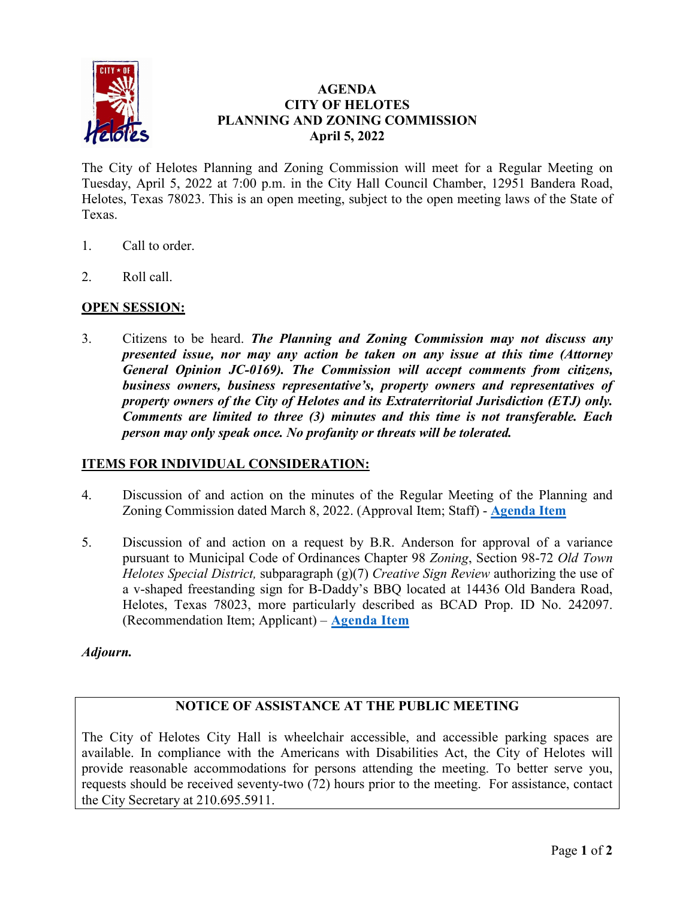# AGENDA
# CITY OF HELOTES
# PLANNING AND ZONING COMMISSION
# April 5, 2022

The City of Helotes Planning and Zoning Commission will meet for a Regular Meeting on Tuesday, April 5, 2022 at 7:00 p.m. in the City Hall Council Chamber, 12951 Bandera Road, Helotes, Texas 78023. This is an open meeting, subject to the open meeting laws of the State of Texas.

1. Call to order.

2. Roll call.

## OPEN SESSION:

3. Citizens to be heard. ***The Planning and Zoning Commission may not discuss any presented issue, nor may any action be taken on any issue at this time (Attorney General Opinion JC-0169). The Commission will accept comments from citizens, business owners, business representative's, property owners and representatives of property owners of the City of Helotes and its Extraterritorial Jurisdiction (ETJ) only. Comments are limited to three (3) minutes and this time is not transferable. Each person may only speak once. No profanity or threats will be tolerated.***

## ITEMS FOR INDIVIDUAL CONSIDERATION:

4. Discussion of and action on the minutes of the Regular Meeting of the Planning and Zoning Commission dated March 8, 2022. (Approval Item; Staff) - **Agenda Item**

5. Discussion of and action on a request by B.R. Anderson for approval of a variance pursuant to Municipal Code of Ordinances Chapter 98 *Zoning*, Section 98-72 *Old Town Helotes Special District,* subparagraph (g)(7) *Creative Sign Review* authorizing the use of a v-shaped freestanding sign for B-Daddy's BBQ located at 14436 Old Bandera Road, Helotes, Texas 78023, more particularly described as BCAD Prop. ID No. 242097. (Recommendation Item; Applicant) – **Agenda Item**

***Adjourn.***

**NOTICE OF ASSISTANCE AT THE PUBLIC MEETING**

The City of Helotes City Hall is wheelchair accessible, and accessible parking spaces are available. In compliance with the Americans with Disabilities Act, the City of Helotes will provide reasonable accommodations for persons attending the meeting. To better serve you, requests should be received seventy-two (72) hours prior to the meeting. For assistance, contact the City Secretary at 210.695.5911.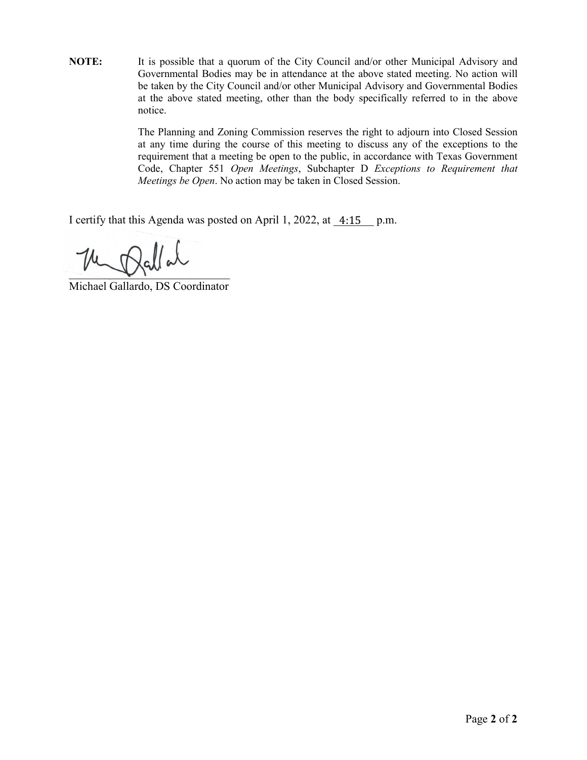**NOTE:** It is possible that a quorum of the City Council and/or other Municipal Advisory and Governmental Bodies may be in attendance at the above stated meeting. No action will be taken by the City Council and/or other Municipal Advisory and Governmental Bodies at the above stated meeting, other than the body specifically referred to in the above notice.

The Planning and Zoning Commission reserves the right to adjourn into Closed Session at any time during the course of this meeting to discuss any of the exceptions to the requirement that a meeting be open to the public, in accordance with Texas Government Code, Chapter 551 *Open Meetings*, Subchapter D *Exceptions to Requirement that Meetings be Open*. No action may be taken in Closed Session.

I certify that this Agenda was posted on April 1, 2022, at 4:15 p.m.

Michael Gallardo, DS Coordinator